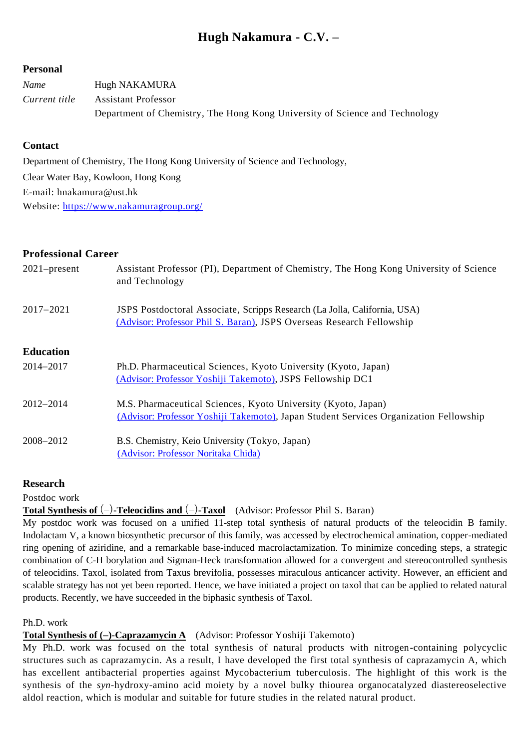# Hugh Nakamura - C.V. –

## Personal

| | |
|---|---|
| *Name* | Hugh NAKAMURA |
| *Current title* | Assistant Professor |
| | Department of Chemistry, The Hong Kong University of Science and Technology |

## Contact

Department of Chemistry, The Hong Kong University of Science and Technology,
Clear Water Bay, Kowloon, Hong Kong
E-mail: hnakamura@ust.hk
Website: [https://www.nakamuragroup.org/](https://www.nakamuragroup.org/)

## Professional Career

| | |
|---|---|
| 2021–present | Assistant Professor (PI), Department of Chemistry, The Hong Kong University of Science and Technology |
| 2017–2021 | JSPS Postdoctoral Associate, Scripps Research (La Jolla, California, USA) (Advisor: Professor Phil S. Baran), JSPS Overseas Research Fellowship |

## Education

| | |
|---|---|
| 2014–2017 | Ph.D. Pharmaceutical Sciences, Kyoto University (Kyoto, Japan) (Advisor: Professor Yoshiji Takemoto), JSPS Fellowship DC1 |
| 2012–2014 | M.S. Pharmaceutical Sciences, Kyoto University (Kyoto, Japan) (Advisor: Professor Yoshiji Takemoto), Japan Student Services Organization Fellowship |
| 2008–2012 | B.S. Chemistry, Keio University (Tokyo, Japan) (Advisor: Professor Noritaka Chida) |

## Research

Postdoc work

**Total Synthesis of (−)-Teleocidins and (−)-Taxol** (Advisor: Professor Phil S. Baran)

My postdoc work was focused on a unified 11-step total synthesis of natural products of the teleocidin B family. Indolactam V, a known biosynthetic precursor of this family, was accessed by electrochemical amination, copper-mediated ring opening of aziridine, and a remarkable base-induced macrolactamization. To minimize conceding steps, a strategic combination of C-H borylation and Sigman-Heck transformation allowed for a convergent and stereocontrolled synthesis of teleocidins. Taxol, isolated from Taxus brevifolia, possesses miraculous anticancer activity. However, an efficient and scalable strategy has not yet been reported. Hence, we have initiated a project on taxol that can be applied to related natural products. Recently, we have succeeded in the biphasic synthesis of Taxol.

Ph.D. work

**Total Synthesis of (−)-Caprazamycin A** (Advisor: Professor Yoshiji Takemoto)

My Ph.D. work was focused on the total synthesis of natural products with nitrogen-containing polycyclic structures such as caprazamycin. As a result, I have developed the first total synthesis of caprazamycin A, which has excellent antibacterial properties against Mycobacterium tuberculosis. The highlight of this work is the synthesis of the *syn*-hydroxy-amino acid moiety by a novel bulky thiourea organocatalyzed diastereoselective aldol reaction, which is modular and suitable for future studies in the related natural product.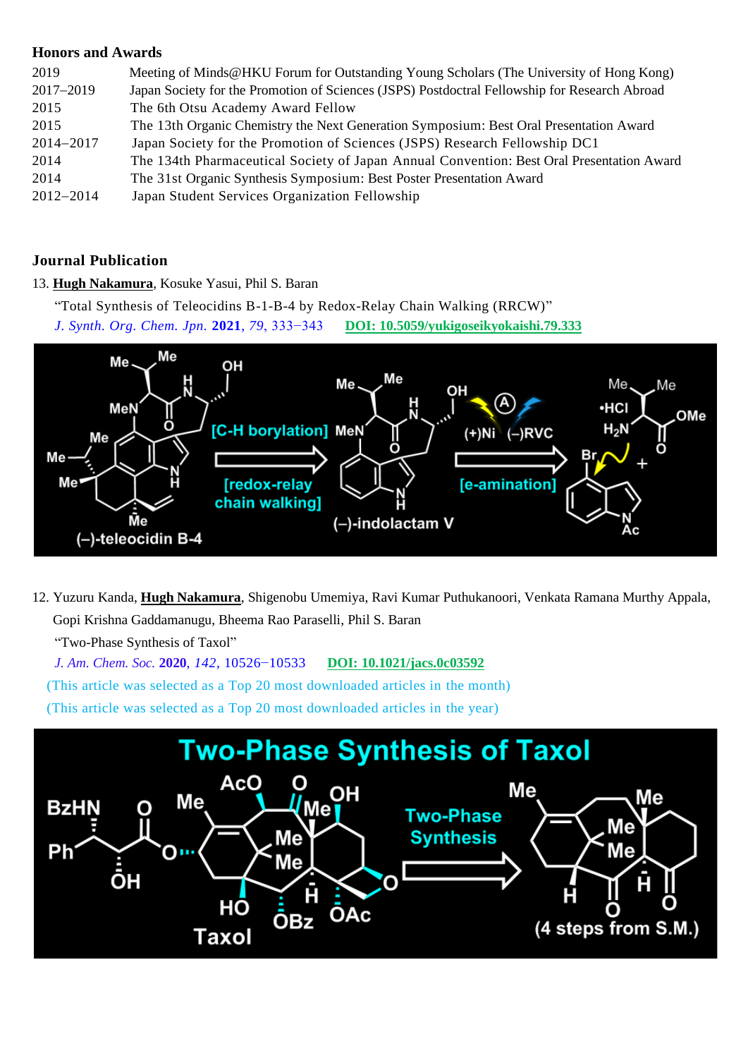## Honors and Awards

| | |
|---|---|
| 2019 | Meeting of Minds@HKU Forum for Outstanding Young Scholars (The University of Hong Kong) |
| 2017–2019 | Japan Society for the Promotion of Sciences (JSPS) Postdoctral Fellowship for Research Abroad |
| 2015 | The 6th Otsu Academy Award Fellow |
| 2015 | The 13th Organic Chemistry the Next Generation Symposium: Best Oral Presentation Award |
| 2014–2017 | Japan Society for the Promotion of Sciences (JSPS) Research Fellowship DC1 |
| 2014 | The 134th Pharmaceutical Society of Japan Annual Convention: Best Oral Presentation Award |
| 2014 | The 31st Organic Synthesis Symposium: Best Poster Presentation Award |
| 2012–2014 | Japan Student Services Organization Fellowship |

## Journal Publication

13. **Hugh Nakamura**, Kosuke Yasui, Phil S. Baran

    "Total Synthesis of Teleocidins B-1-B-4 by Redox-Relay Chain Walking (RRCW)"

    *J. Synth. Org. Chem. Jpn.* **2021**, *79*, 333−343 **DOI: 10.5059/yukigoseikyokaishi.79.333**

12. Yuzuru Kanda, **Hugh Nakamura**, Shigenobu Umemiya, Ravi Kumar Puthukanoori, Venkata Ramana Murthy Appala, Gopi Krishna Gaddamanugu, Bheema Rao Paraselli, Phil S. Baran

    "Two-Phase Synthesis of Taxol"

    *J. Am. Chem. Soc.* **2020**, *142*, 10526−10533 **DOI: 10.1021/jacs.0c03592**

    (This article was selected as a Top 20 most downloaded articles in the month)

    (This article was selected as a Top 20 most downloaded articles in the year)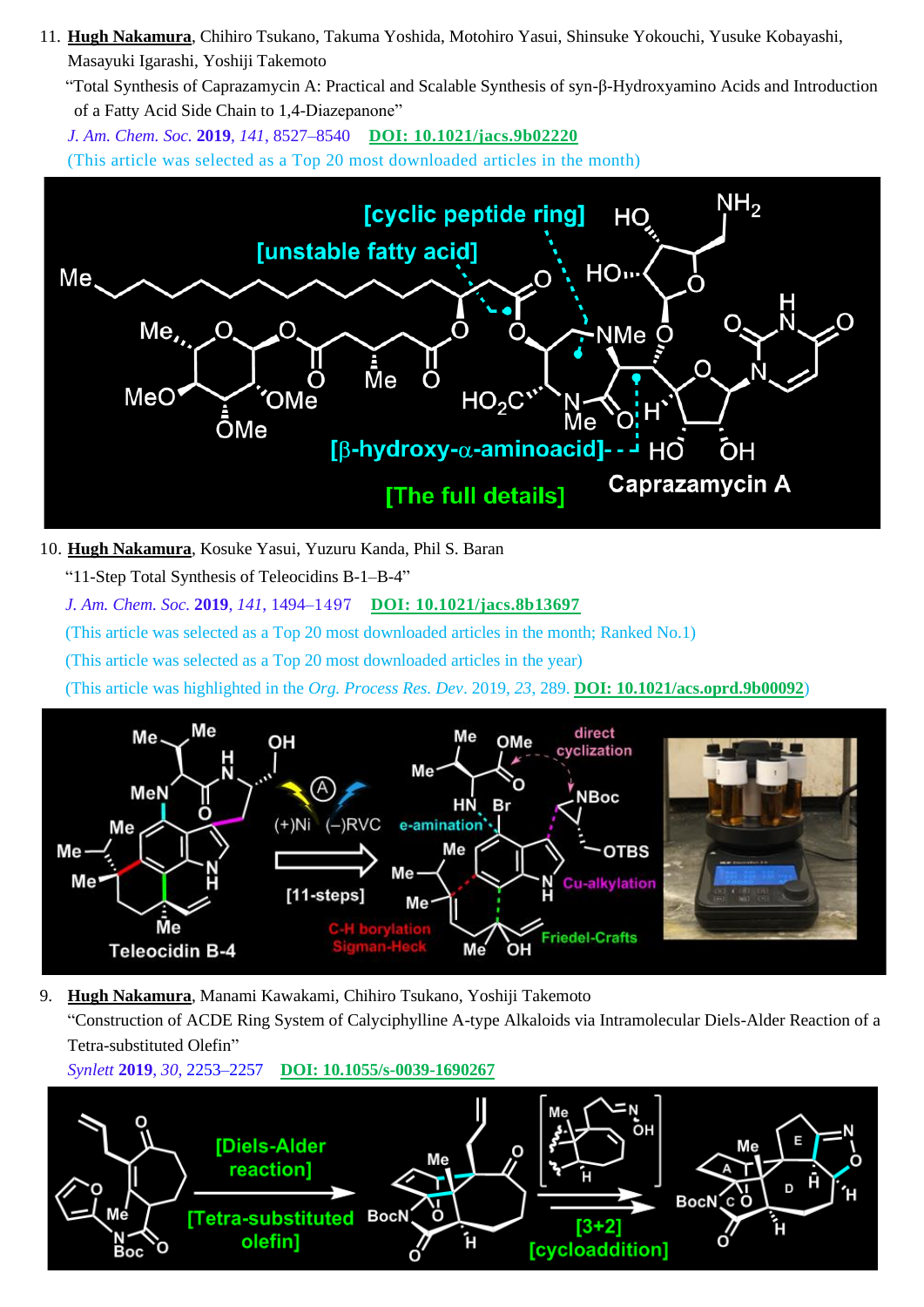11. **Hugh Nakamura**, Chihiro Tsukano, Takuma Yoshida, Motohiro Yasui, Shinsuke Yokouchi, Yusuke Kobayashi, Masayuki Igarashi, Yoshiji Takemoto

    "Total Synthesis of Caprazamycin A: Practical and Scalable Synthesis of syn-β-Hydroxyamino Acids and Introduction of a Fatty Acid Side Chain to 1,4-Diazepanone"

    *J. Am. Chem. Soc.* **2019**, *141*, 8527–8540 **DOI: 10.1021/jacs.9b02220**

    (This article was selected as a Top 20 most downloaded articles in the month)

10. **Hugh Nakamura**, Kosuke Yasui, Yuzuru Kanda, Phil S. Baran

    "11-Step Total Synthesis of Teleocidins B-1–B-4"

    *J. Am. Chem. Soc.* **2019**, *141*, 1494–1497 **DOI: 10.1021/jacs.8b13697**

    (This article was selected as a Top 20 most downloaded articles in the month; Ranked No.1)

    (This article was selected as a Top 20 most downloaded articles in the year)

    (This article was highlighted in the *Org. Process Res. Dev*. 2019, *23*, 289. **DOI: 10.1021/acs.oprd.9b00092**)

9. **Hugh Nakamura**, Manami Kawakami, Chihiro Tsukano, Yoshiji Takemoto

    "Construction of ACDE Ring System of Calyciphylline A-type Alkaloids via Intramolecular Diels-Alder Reaction of a Tetra-substituted Olefin"

    *Synlett* **2019**, *30*, 2253–2257 **DOI: 10.1055/s-0039-1690267**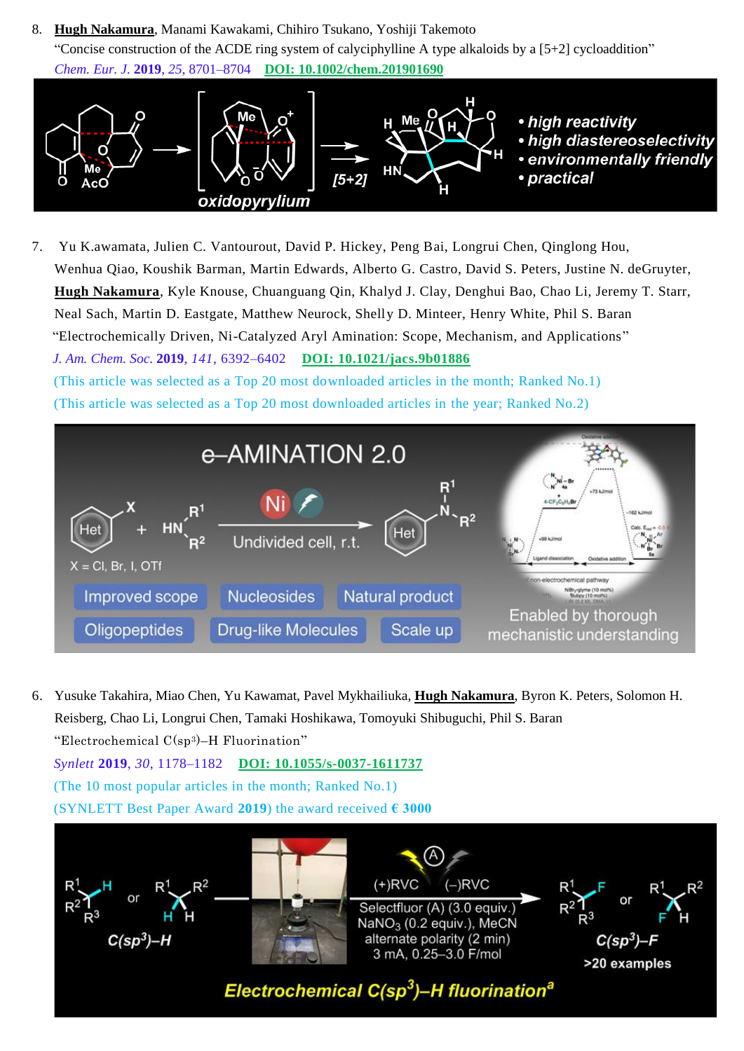8. **Hugh Nakamura**, Manami Kawakami, Chihiro Tsukano, Yoshiji Takemoto
"Concise construction of the ACDE ring system of calyciphylline A type alkaloids by a [5+2] cycloaddition"
*Chem. Eur. J.* **2019**, *25*, 8701–8704 **DOI: 10.1002/chem.201901690**

7. Yu K.awamata, Julien C. Vantourout, David P. Hickey, Peng Bai, Longrui Chen, Qinglong Hou, Wenhua Qiao, Koushik Barman, Martin Edwards, Alberto G. Castro, David S. Peters, Justine N. deGruyter, **Hugh Nakamura**, Kyle Knouse, Chuanguang Qin, Khalyd J. Clay, Denghui Bao, Chao Li, Jeremy T. Starr, Neal Sach, Martin D. Eastgate, Matthew Neurock, Shelly D. Minteer, Henry White, Phil S. Baran
"Electrochemically Driven, Ni-Catalyzed Aryl Amination: Scope, Mechanism, and Applications"
*J. Am. Chem. Soc.* **2019**, *141*, 6392–6402 **DOI: 10.1021/jacs.9b01886**
(This article was selected as a Top 20 most downloaded articles in the month; Ranked No.1)
(This article was selected as a Top 20 most downloaded articles in the year; Ranked No.2)

6. Yusuke Takahira, Miao Chen, Yu Kawamat, Pavel Mykhailiuka, **Hugh Nakamura**, Byron K. Peters, Solomon H. Reisberg, Chao Li, Longrui Chen, Tamaki Hoshikawa, Tomoyuki Shibuguchi, Phil S. Baran
"Electrochemical C($sp^3$)–H Fluorination"
*Synlett* **2019**, *30*, 1178–1182 **DOI: 10.1055/s-0037-1611737**
(The 10 most popular articles in the month; Ranked No.1)
(SYNLETT Best Paper Award **2019**) the award received **€ 3000**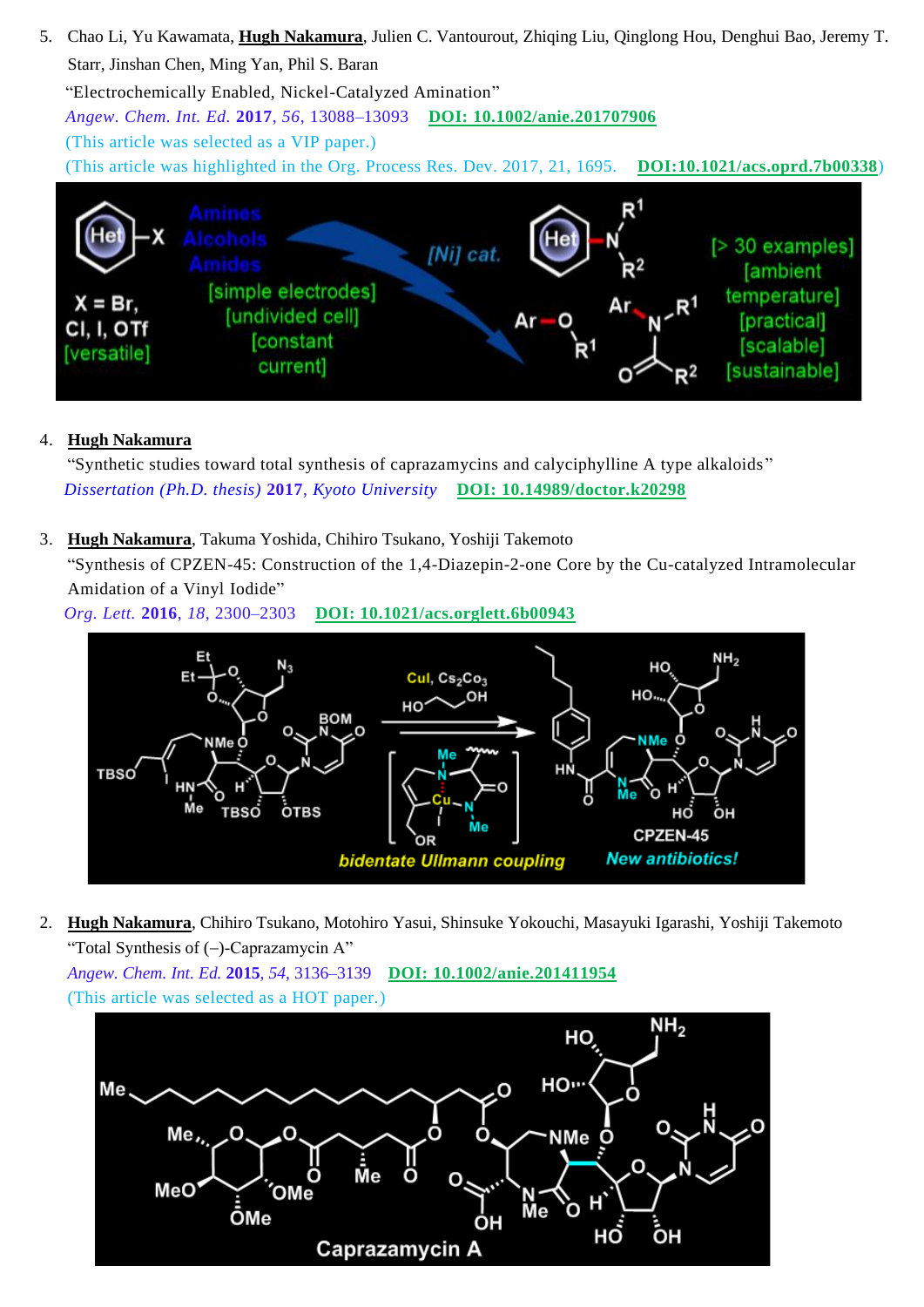5. Chao Li, Yu Kawamata, **Hugh Nakamura**, Julien C. Vantourout, Zhiqing Liu, Qinglong Hou, Denghui Bao, Jeremy T. Starr, Jinshan Chen, Ming Yan, Phil S. Baran
   "Electrochemically Enabled, Nickel-Catalyzed Amination"
   *Angew. Chem. Int. Ed.* **2017**, *56*, 13088–13093 DOI: 10.1002/anie.201707906
   (This article was selected as a VIP paper.)
   (This article was highlighted in the Org. Process Res. Dev. 2017, 21, 1695. DOI:10.1021/acs.oprd.7b00338)

4. **Hugh Nakamura**
   "Synthetic studies toward total synthesis of caprazamycins and calyciphylline A type alkaloids"
   *Dissertation (Ph.D. thesis)* **2017**, *Kyoto University* DOI: 10.14989/doctor.k20298

3. **Hugh Nakamura**, Takuma Yoshida, Chihiro Tsukano, Yoshiji Takemoto
   "Synthesis of CPZEN-45: Construction of the 1,4-Diazepin-2-one Core by the Cu-catalyzed Intramolecular Amidation of a Vinyl Iodide"
   *Org. Lett.* **2016**, *18*, 2300–2303 DOI: 10.1021/acs.orglett.6b00943

2. **Hugh Nakamura**, Chihiro Tsukano, Motohiro Yasui, Shinsuke Yokouchi, Masayuki Igarashi, Yoshiji Takemoto
   "Total Synthesis of (−)-Caprazamycin A"
   *Angew. Chem. Int. Ed.* **2015**, *54*, 3136–3139 DOI: 10.1002/anie.201411954
   (This article was selected as a HOT paper.)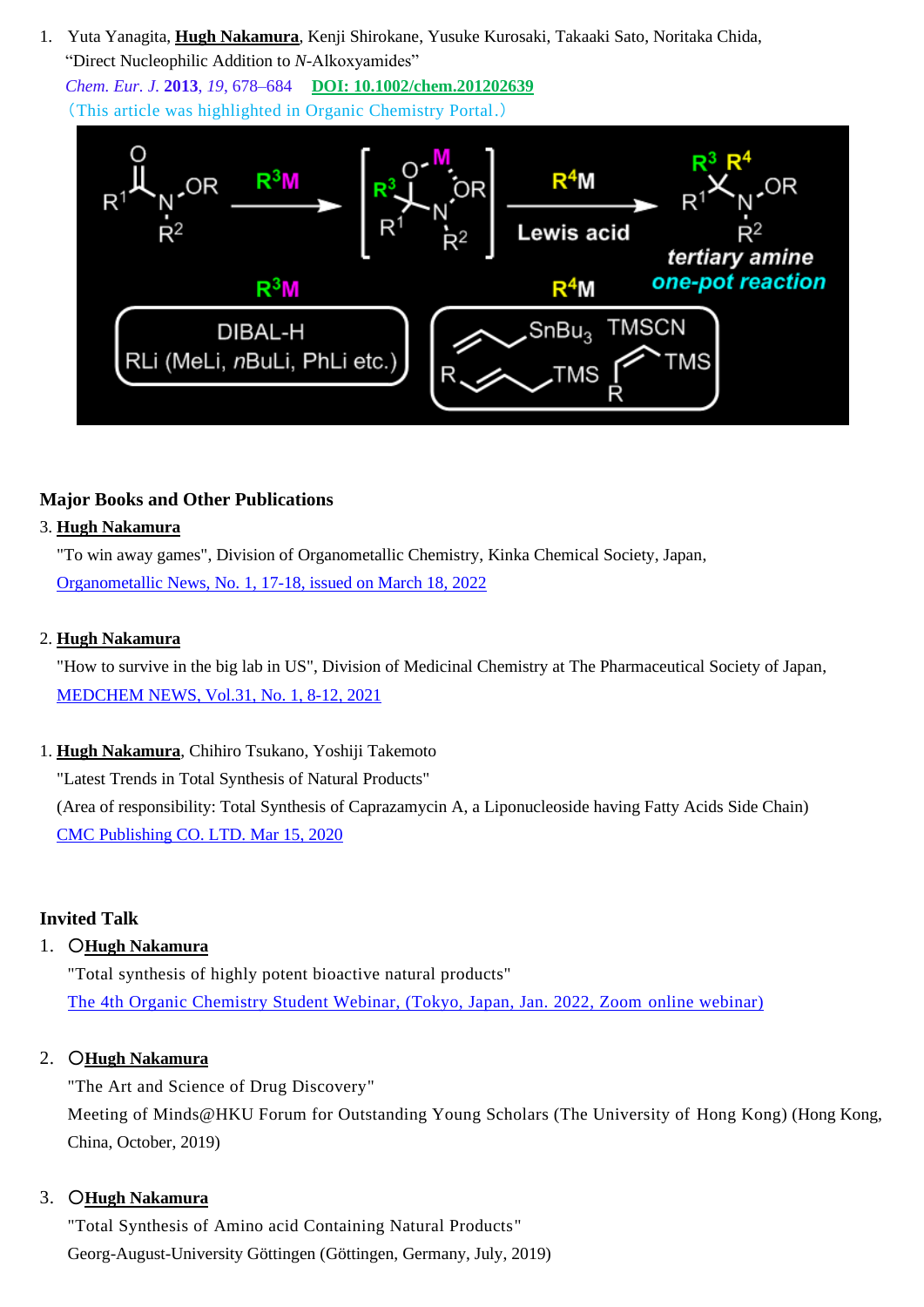1. Yuta Yanagita, **Hugh Nakamura**, Kenji Shirokane, Yusuke Kurosaki, Takaaki Sato, Noritaka Chida,
   "Direct Nucleophilic Addition to *N*-Alkoxyamides"
   *Chem. Eur. J.* **2013**, *19*, 678–684   **DOI: 10.1002/chem.201202639**
   (This article was highlighted in Organic Chemistry Portal.)

## Major Books and Other Publications

3. **Hugh Nakamura**
   "To win away games", Division of Organometallic Chemistry, Kinka Chemical Society, Japan,
   Organometallic News, No. 1, 17-18, issued on March 18, 2022

2. **Hugh Nakamura**
   "How to survive in the big lab in US", Division of Medicinal Chemistry at The Pharmaceutical Society of Japan,
   MEDCHEM NEWS, Vol.31, No. 1, 8-12, 2021

1. **Hugh Nakamura**, Chihiro Tsukano, Yoshiji Takemoto
   "Latest Trends in Total Synthesis of Natural Products"
   (Area of responsibility: Total Synthesis of Caprazamycin A, a Liponucleoside having Fatty Acids Side Chain)
   CMC Publishing CO. LTD. Mar 15, 2020

## Invited Talk

1. 〇**Hugh Nakamura**
   "Total synthesis of highly potent bioactive natural products"
   The 4th Organic Chemistry Student Webinar, (Tokyo, Japan, Jan. 2022, Zoom online webinar)

2. 〇**Hugh Nakamura**
   "The Art and Science of Drug Discovery"
   Meeting of Minds@HKU Forum for Outstanding Young Scholars (The University of Hong Kong) (Hong Kong, China, October, 2019)

3. 〇**Hugh Nakamura**
   "Total Synthesis of Amino acid Containing Natural Products"
   Georg-August-University Göttingen (Göttingen, Germany, July, 2019)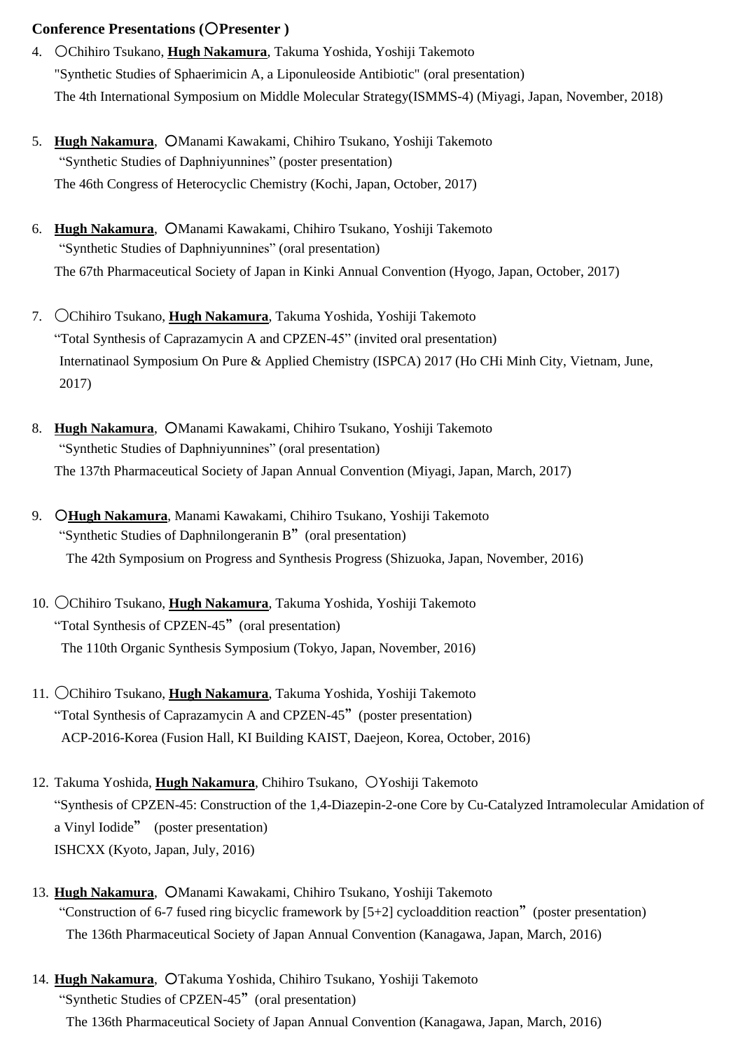**Conference Presentations (〇Presenter )**

4. 〇Chihiro Tsukano, **Hugh Nakamura**, Takuma Yoshida, Yoshiji Takemoto
   "Synthetic Studies of Sphaerimicin A, a Liponuleoside Antibiotic" (oral presentation)
   The 4th International Symposium on Middle Molecular Strategy(ISMMS-4) (Miyagi, Japan, November, 2018)

5. **Hugh Nakamura**, 〇Manami Kawakami, Chihiro Tsukano, Yoshiji Takemoto
   "Synthetic Studies of Daphniyunnines" (poster presentation)
   The 46th Congress of Heterocyclic Chemistry (Kochi, Japan, October, 2017)

6. **Hugh Nakamura**, 〇Manami Kawakami, Chihiro Tsukano, Yoshiji Takemoto
   "Synthetic Studies of Daphniyunnines" (oral presentation)
   The 67th Pharmaceutical Society of Japan in Kinki Annual Convention (Hyogo, Japan, October, 2017)

7. 〇Chihiro Tsukano, **Hugh Nakamura**, Takuma Yoshida, Yoshiji Takemoto
   "Total Synthesis of Caprazamycin A and CPZEN-45" (invited oral presentation)
   Internatinaol Symposium On Pure & Applied Chemistry (ISPCA) 2017 (Ho CHi Minh City, Vietnam, June, 2017)

8. **Hugh Nakamura**, 〇Manami Kawakami, Chihiro Tsukano, Yoshiji Takemoto
   "Synthetic Studies of Daphniyunnines" (oral presentation)
   The 137th Pharmaceutical Society of Japan Annual Convention (Miyagi, Japan, March, 2017)

9. 〇**Hugh Nakamura**, Manami Kawakami, Chihiro Tsukano, Yoshiji Takemoto
   "Synthetic Studies of Daphnilongeranin B" (oral presentation)
   The 42th Symposium on Progress and Synthesis Progress (Shizuoka, Japan, November, 2016)

10. 〇Chihiro Tsukano, **Hugh Nakamura**, Takuma Yoshida, Yoshiji Takemoto
    "Total Synthesis of CPZEN-45" (oral presentation)
    The 110th Organic Synthesis Symposium (Tokyo, Japan, November, 2016)

11. 〇Chihiro Tsukano, **Hugh Nakamura**, Takuma Yoshida, Yoshiji Takemoto
    "Total Synthesis of Caprazamycin A and CPZEN-45" (poster presentation)
    ACP-2016-Korea (Fusion Hall, KI Building KAIST, Daejeon, Korea, October, 2016)

12. Takuma Yoshida, **Hugh Nakamura**, Chihiro Tsukano, 〇Yoshiji Takemoto
    "Synthesis of CPZEN-45: Construction of the 1,4-Diazepin-2-one Core by Cu-Catalyzed Intramolecular Amidation of a Vinyl Iodide" (poster presentation)
    ISHCXX (Kyoto, Japan, July, 2016)

13. **Hugh Nakamura**, 〇Manami Kawakami, Chihiro Tsukano, Yoshiji Takemoto
    "Construction of 6-7 fused ring bicyclic framework by [5+2] cycloaddition reaction" (poster presentation)
    The 136th Pharmaceutical Society of Japan Annual Convention (Kanagawa, Japan, March, 2016)

14. **Hugh Nakamura**, 〇Takuma Yoshida, Chihiro Tsukano, Yoshiji Takemoto
    "Synthetic Studies of CPZEN-45" (oral presentation)
    The 136th Pharmaceutical Society of Japan Annual Convention (Kanagawa, Japan, March, 2016)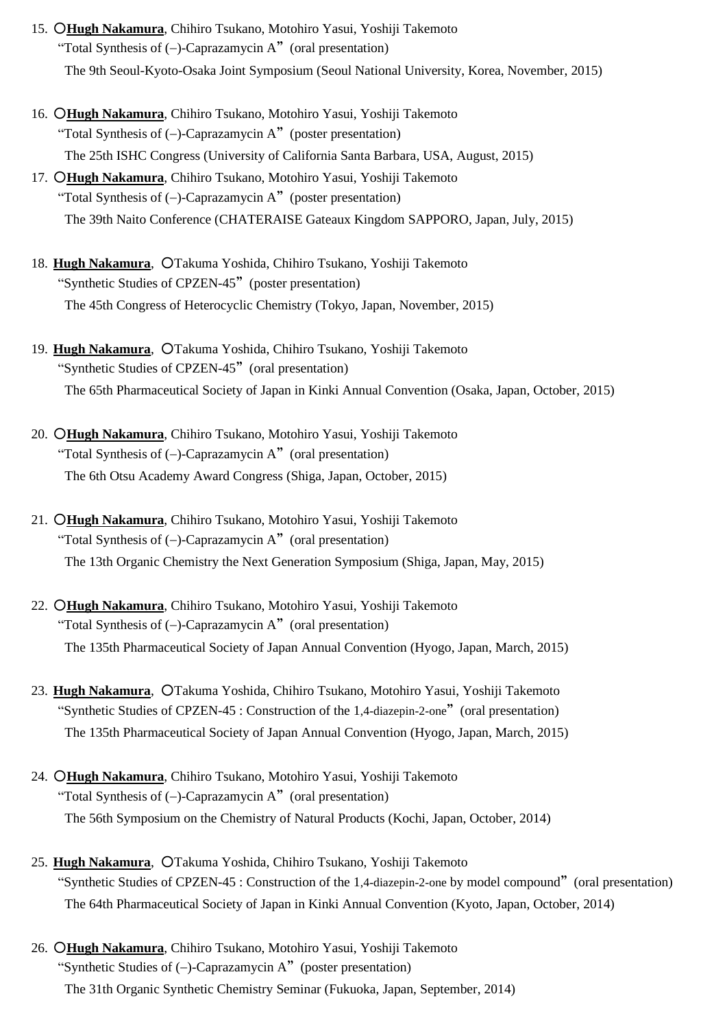15. ○**Hugh Nakamura**, Chihiro Tsukano, Motohiro Yasui, Yoshiji Takemoto
   "Total Synthesis of (−)-Caprazamycin A" (oral presentation)
   The 9th Seoul-Kyoto-Osaka Joint Symposium (Seoul National University, Korea, November, 2015)

16. ○**Hugh Nakamura**, Chihiro Tsukano, Motohiro Yasui, Yoshiji Takemoto
   "Total Synthesis of (−)-Caprazamycin A" (poster presentation)
   The 25th ISHC Congress (University of California Santa Barbara, USA, August, 2015)

17. ○**Hugh Nakamura**, Chihiro Tsukano, Motohiro Yasui, Yoshiji Takemoto
   "Total Synthesis of (−)-Caprazamycin A" (poster presentation)
   The 39th Naito Conference (CHATERAISE Gateaux Kingdom SAPPORO, Japan, July, 2015)

18. **Hugh Nakamura**, ○Takuma Yoshida, Chihiro Tsukano, Yoshiji Takemoto
   "Synthetic Studies of CPZEN-45" (poster presentation)
   The 45th Congress of Heterocyclic Chemistry (Tokyo, Japan, November, 2015)

19. **Hugh Nakamura**, ○Takuma Yoshida, Chihiro Tsukano, Yoshiji Takemoto
   "Synthetic Studies of CPZEN-45" (oral presentation)
   The 65th Pharmaceutical Society of Japan in Kinki Annual Convention (Osaka, Japan, October, 2015)

20. ○**Hugh Nakamura**, Chihiro Tsukano, Motohiro Yasui, Yoshiji Takemoto
   "Total Synthesis of (−)-Caprazamycin A" (oral presentation)
   The 6th Otsu Academy Award Congress (Shiga, Japan, October, 2015)

21. ○**Hugh Nakamura**, Chihiro Tsukano, Motohiro Yasui, Yoshiji Takemoto
   "Total Synthesis of (−)-Caprazamycin A" (oral presentation)
   The 13th Organic Chemistry the Next Generation Symposium (Shiga, Japan, May, 2015)

22. ○**Hugh Nakamura**, Chihiro Tsukano, Motohiro Yasui, Yoshiji Takemoto
   "Total Synthesis of (−)-Caprazamycin A" (oral presentation)
   The 135th Pharmaceutical Society of Japan Annual Convention (Hyogo, Japan, March, 2015)

23. **Hugh Nakamura**, ○Takuma Yoshida, Chihiro Tsukano, Motohiro Yasui, Yoshiji Takemoto
   "Synthetic Studies of CPZEN-45 : Construction of the 1,4-diazepin-2-one" (oral presentation)
   The 135th Pharmaceutical Society of Japan Annual Convention (Hyogo, Japan, March, 2015)

24. ○**Hugh Nakamura**, Chihiro Tsukano, Motohiro Yasui, Yoshiji Takemoto
   "Total Synthesis of (−)-Caprazamycin A" (oral presentation)
   The 56th Symposium on the Chemistry of Natural Products (Kochi, Japan, October, 2014)

25. **Hugh Nakamura**, ○Takuma Yoshida, Chihiro Tsukano, Yoshiji Takemoto
   "Synthetic Studies of CPZEN-45 : Construction of the 1,4-diazepin-2-one by model compound" (oral presentation)
   The 64th Pharmaceutical Society of Japan in Kinki Annual Convention (Kyoto, Japan, October, 2014)

26. ○**Hugh Nakamura**, Chihiro Tsukano, Motohiro Yasui, Yoshiji Takemoto
   "Synthetic Studies of (−)-Caprazamycin A" (poster presentation)
   The 31th Organic Synthetic Chemistry Seminar (Fukuoka, Japan, September, 2014)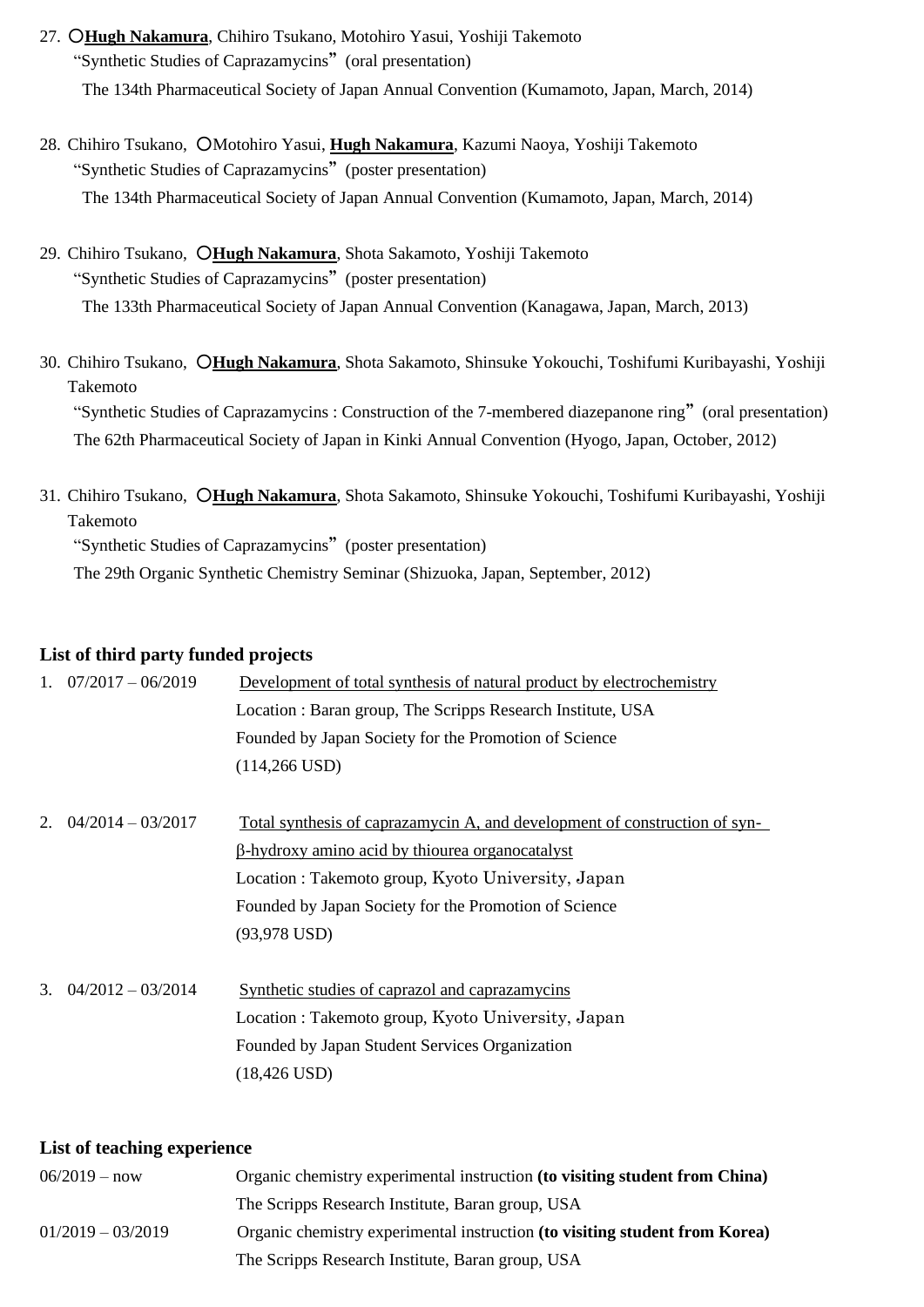27. ○**Hugh Nakamura**, Chihiro Tsukano, Motohiro Yasui, Yoshiji Takemoto
   "Synthetic Studies of Caprazamycins" (oral presentation)
   The 134th Pharmaceutical Society of Japan Annual Convention (Kumamoto, Japan, March, 2014)

28. Chihiro Tsukano, ○Motohiro Yasui, **Hugh Nakamura**, Kazumi Naoya, Yoshiji Takemoto
   "Synthetic Studies of Caprazamycins" (poster presentation)
   The 134th Pharmaceutical Society of Japan Annual Convention (Kumamoto, Japan, March, 2014)

29. Chihiro Tsukano, ○**Hugh Nakamura**, Shota Sakamoto, Yoshiji Takemoto
   "Synthetic Studies of Caprazamycins" (poster presentation)
   The 133th Pharmaceutical Society of Japan Annual Convention (Kanagawa, Japan, March, 2013)

30. Chihiro Tsukano, ○**Hugh Nakamura**, Shota Sakamoto, Shinsuke Yokouchi, Toshifumi Kuribayashi, Yoshiji Takemoto
   "Synthetic Studies of Caprazamycins : Construction of the 7-membered diazepanone ring" (oral presentation)
   The 62th Pharmaceutical Society of Japan in Kinki Annual Convention (Hyogo, Japan, October, 2012)

31. Chihiro Tsukano, ○**Hugh Nakamura**, Shota Sakamoto, Shinsuke Yokouchi, Toshifumi Kuribayashi, Yoshiji Takemoto
   "Synthetic Studies of Caprazamycins" (poster presentation)
   The 29th Organic Synthetic Chemistry Seminar (Shizuoka, Japan, September, 2012)

### List of third party funded projects

1. 07/2017 – 06/2019 — Development of total synthesis of natural product by electrochemistry
   Location : Baran group, The Scripps Research Institute, USA
   Founded by Japan Society for the Promotion of Science
   (114,266 USD)

2. 04/2014 – 03/2017 — Total synthesis of caprazamycin A, and development of construction of syn-β-hydroxy amino acid by thiourea organocatalyst
   Location : Takemoto group, Kyoto University, Japan
   Founded by Japan Society for the Promotion of Science
   (93,978 USD)

3. 04/2012 – 03/2014 — Synthetic studies of caprazol and caprazamycins
   Location : Takemoto group, Kyoto University, Japan
   Founded by Japan Student Services Organization
   (18,426 USD)

### List of teaching experience

06/2019 – now — Organic chemistry experimental instruction **(to visiting student from China)**
The Scripps Research Institute, Baran group, USA

01/2019 – 03/2019 — Organic chemistry experimental instruction **(to visiting student from Korea)**
The Scripps Research Institute, Baran group, USA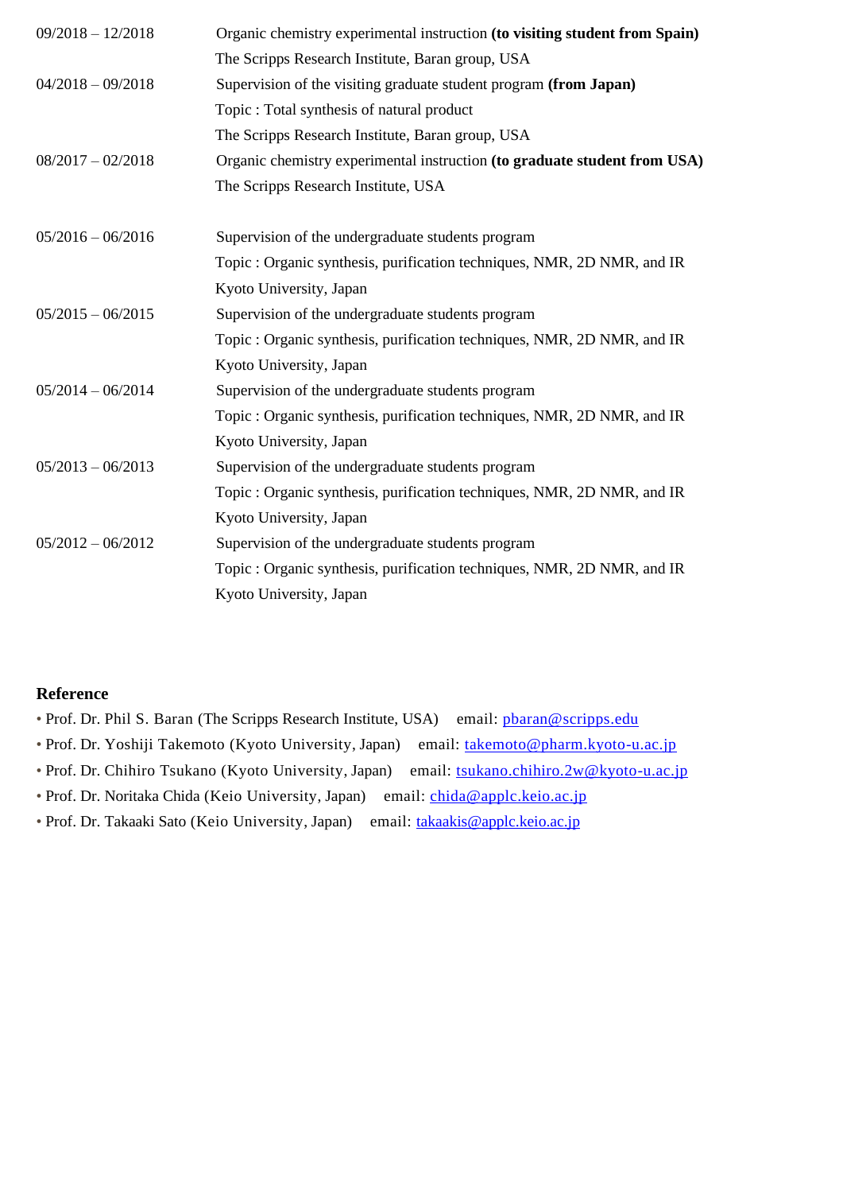09/2018 – 12/2018 Organic chemistry experimental instruction **(to visiting student from Spain)**
The Scripps Research Institute, Baran group, USA

04/2018 – 09/2018 Supervision of the visiting graduate student program **(from Japan)**
Topic : Total synthesis of natural product
The Scripps Research Institute, Baran group, USA

08/2017 – 02/2018 Organic chemistry experimental instruction **(to graduate student from USA)**
The Scripps Research Institute, USA

05/2016 – 06/2016 Supervision of the undergraduate students program
Topic : Organic synthesis, purification techniques, NMR, 2D NMR, and IR
Kyoto University, Japan

05/2015 – 06/2015 Supervision of the undergraduate students program
Topic : Organic synthesis, purification techniques, NMR, 2D NMR, and IR
Kyoto University, Japan

05/2014 – 06/2014 Supervision of the undergraduate students program
Topic : Organic synthesis, purification techniques, NMR, 2D NMR, and IR
Kyoto University, Japan

05/2013 – 06/2013 Supervision of the undergraduate students program
Topic : Organic synthesis, purification techniques, NMR, 2D NMR, and IR
Kyoto University, Japan

05/2012 – 06/2012 Supervision of the undergraduate students program
Topic : Organic synthesis, purification techniques, NMR, 2D NMR, and IR
Kyoto University, Japan

## Reference

- Prof. Dr. Phil S. Baran (The Scripps Research Institute, USA) email: pbaran@scripps.edu
- Prof. Dr. Yoshiji Takemoto (Kyoto University, Japan) email: takemoto@pharm.kyoto-u.ac.jp
- Prof. Dr. Chihiro Tsukano (Kyoto University, Japan) email: tsukano.chihiro.2w@kyoto-u.ac.jp
- Prof. Dr. Noritaka Chida (Keio University, Japan) email: chida@applc.keio.ac.jp
- Prof. Dr. Takaaki Sato (Keio University, Japan) email: takaakis@applc.keio.ac.jp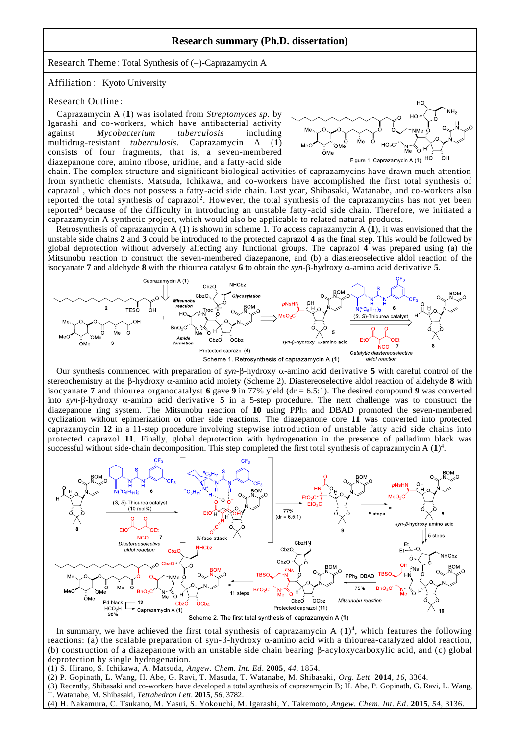## Research summary (Ph.D. dissertation)

Research Theme : Total Synthesis of (–)-Caprazamycin A

Affiliation : Kyoto University

Research Outline :

Caprazamycin A (**1**) was isolated from *Streptomyces sp.* by Igarashi and co-workers, which have antibacterial activity against *Mycobacterium tuberculosis* including multidrug-resistant *tuberculosis.* Caprazamycin A (**1**) consists of four fragments, that is, a seven-membered diazepanone core, amino ribose, uridine, and a fatty-acid side chain. The complex structure and significant biological activities of caprazamycins have drawn much attention from synthetic chemists. Matsuda, Ichikawa, and co-workers have accomplished the first total synthesis of caprazol[1], which does not possess a fatty-acid side chain. Last year, Shibasaki, Watanabe, and co-workers also reported the total synthesis of caprazol[2]. However, the total synthesis of the caprazamycins has not yet been reported[3] because of the difficulty in introducing an unstable fatty-acid side chain. Therefore, we initiated a caprazamycin A synthetic project, which would also be applicable to related natural products.

Figure 1. Caprazamycin A (1)

Retrosynthesis of caprazamycin A (**1**) is shown in scheme 1. To access caprazamycin A (**1**), it was envisioned that the unstable side chains **2** and **3** could be introduced to the protected caprazol **4** as the final step. This would be followed by global deprotection without adversely affecting any functional groups. The caprazol **4** was prepared using (a) the Mitsunobu reaction to construct the seven-membered diazepanone, and (b) a diastereoselective aldol reaction of the isocyanate **7** and aldehyde **8** with the thiourea catalyst **6** to obtain the *syn*-β-hydroxy α-amino acid derivative **5**.

Scheme 1. Retrosynthesis of caprazamycin A (1)

Our synthesis commenced with preparation of *syn*-β-hydroxy α-amino acid derivative **5** with careful control of the stereochemistry at the β-hydroxy α-amino acid moiety (Scheme 2). Diastereoselective aldol reaction of aldehyde **8** with isocyanate **7** and thiourea organocatalyst **6** gave **9** in 77% yield (dr = 6.5:1). The desired compound **9** was converted into *syn*-β-hydroxy α-amino acid derivative **5** in a 5-step procedure. The next challenge was to construct the diazepanone ring system. The Mitsunobu reaction of **10** using $PPh_3$ and DBAD promoted the seven-membered cyclization without epimerization or other side reactions. The diazepanone core **11** was converted into protected caprazamycin **12** in a 11-step procedure involving stepwise introduction of unstable fatty acid side chains into protected caprazol **11**. Finally, global deprotection with hydrogenation in the presence of palladium black was successful without side-chain decomposition. This step completed the first total synthesis of caprazamycin A (**1**)[4].

Scheme 2. The first total synthesis of caprazamycin A (1)

In summary, we have achieved the first total synthesis of caprazamycin A (**1**)[4], which features the following reactions: (a) the scalable preparation of syn-β-hydroxy α-amino acid with a thiourea-catalyzed aldol reaction, (b) construction of a diazepanone with an unstable side chain bearing β-acyloxycarboxylic acid, and (c) global deprotection by single hydrogenation.

(1) S. Hirano, S. Ichikawa, A. Matsuda, *Angew. Chem. Int. Ed*. **2005**, *44*, 1854.
(2) P. Gopinath, L. Wang, H. Abe, G. Ravi, T. Masuda, T. Watanabe, M. Shibasaki, *Org. Lett*. **2014**, *16*, 3364.
(3) Recently, Shibasaki and co-workers have developed a total synthesis of caprazamycin B; H. Abe, P. Gopinath, G. Ravi, L. Wang, T. Watanabe, M. Shibasaki, *Tetrahedron Lett*. **2015**, *56*, 3782.
(4) H. Nakamura, C. Tsukano, M. Yasui, S. Yokouchi, M. Igarashi, Y. Takemoto, *Angew. Chem. Int. Ed*. **2015**, *54*, 3136.